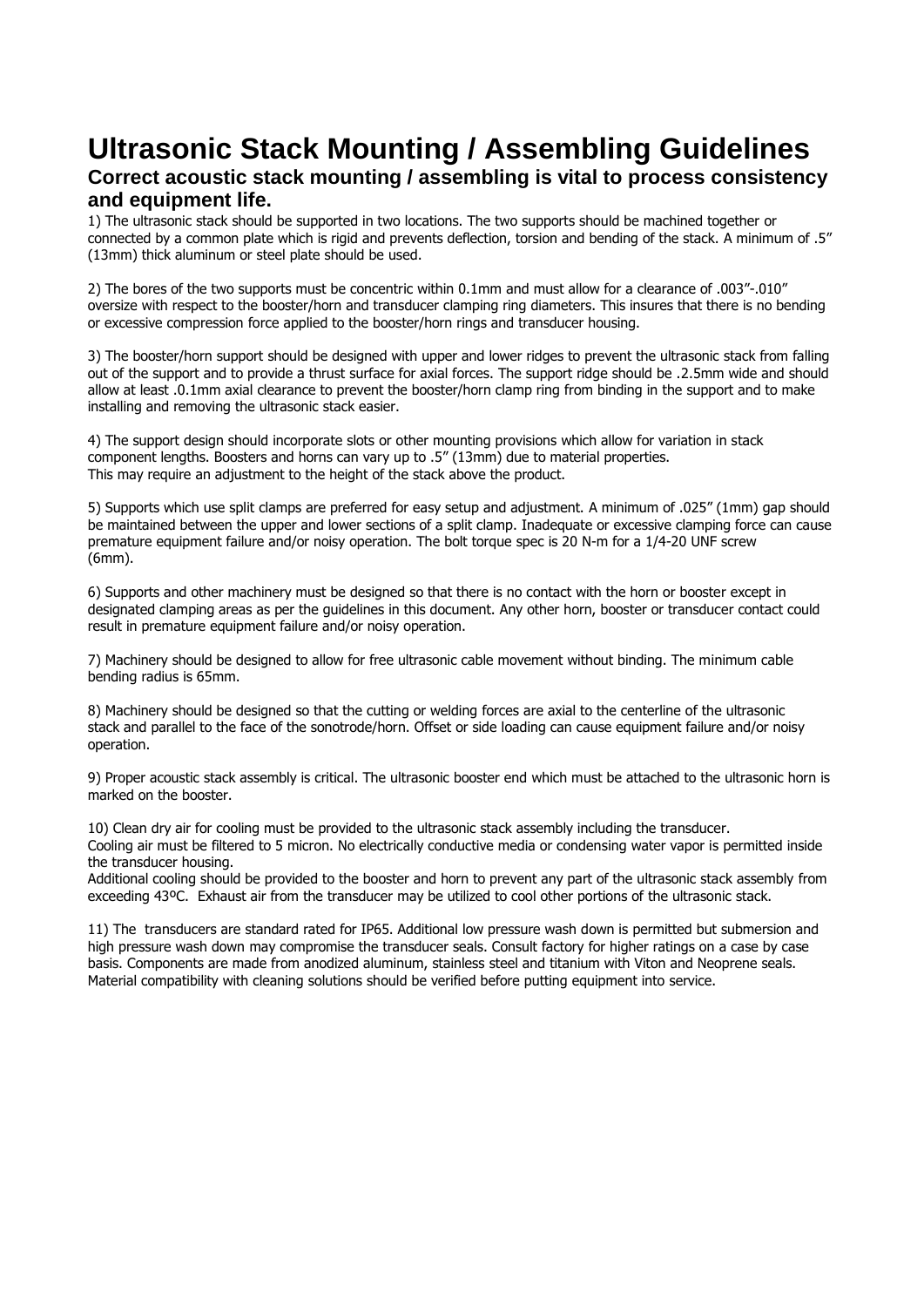# Ultrasonic Stack Mounting / Assembling Guidelines

## Correct acoustic stack mounting / assembling is vital to process consistency and equipment life.

1) The ultrasonic stack should be supported in two locations. The two supports should be machined together or connected by a common plate which is rigid and prevents deflection, torsion and bending of the stack. A minimum of .5" (13mm) thick aluminum or steel plate should be used.

2) The bores of the two supports must be concentric within 0.1mm and must allow for a clearance of .003"-.010" oversize with respect to the booster/horn and transducer clamping ring diameters. This insures that there is no bending or excessive compression force applied to the booster/horn rings and transducer housing.

3) The booster/horn support should be designed with upper and lower ridges to prevent the ultrasonic stack from falling out of the support and to provide a thrust surface for axial forces. The support ridge should be .2.5mm wide and should allow at least .0.1mm axial clearance to prevent the booster/horn clamp ring from binding in the support and to make installing and removing the ultrasonic stack easier.

4) The support design should incorporate slots or other mounting provisions which allow for variation in stack component lengths. Boosters and horns can vary up to .5" (13mm) due to material properties.
This may require an adjustment to the height of the stack above the product.

5) Supports which use split clamps are preferred for easy setup and adjustment. A minimum of .025" (1mm) gap should be maintained between the upper and lower sections of a split clamp. Inadequate or excessive clamping force can cause premature equipment failure and/or noisy operation. The bolt torque spec is 20 N-m for a 1/4-20 UNF screw (6mm).

6) Supports and other machinery must be designed so that there is no contact with the horn or booster except in designated clamping areas as per the guidelines in this document. Any other horn, booster or transducer contact could result in premature equipment failure and/or noisy operation.

7) Machinery should be designed to allow for free ultrasonic cable movement without binding. The minimum cable bending radius is 65mm.

8) Machinery should be designed so that the cutting or welding forces are axial to the centerline of the ultrasonic stack and parallel to the face of the sonotrode/horn. Offset or side loading can cause equipment failure and/or noisy operation.

9) Proper acoustic stack assembly is critical. The ultrasonic booster end which must be attached to the ultrasonic horn is marked on the booster.

10) Clean dry air for cooling must be provided to the ultrasonic stack assembly including the transducer.
Cooling air must be filtered to 5 micron. No electrically conductive media or condensing water vapor is permitted inside the transducer housing.
Additional cooling should be provided to the booster and horn to prevent any part of the ultrasonic stack assembly from exceeding 43ºC. Exhaust air from the transducer may be utilized to cool other portions of the ultrasonic stack.

11) The transducers are standard rated for IP65. Additional low pressure wash down is permitted but submersion and high pressure wash down may compromise the transducer seals. Consult factory for higher ratings on a case by case basis. Components are made from anodized aluminum, stainless steel and titanium with Viton and Neoprene seals. Material compatibility with cleaning solutions should be verified before putting equipment into service.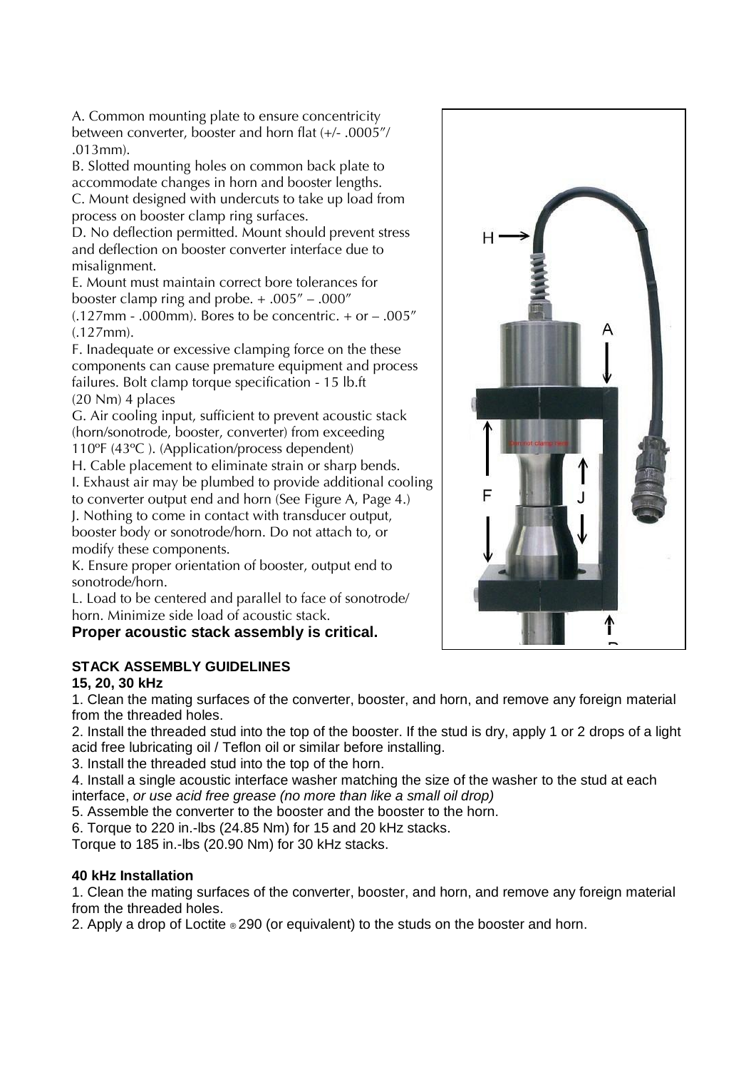A. Common mounting plate to ensure concentricity between converter, booster and horn flat (+/- .0005"/ .013mm).

B. Slotted mounting holes on common back plate to accommodate changes in horn and booster lengths.

C. Mount designed with undercuts to take up load from process on booster clamp ring surfaces.

D. No deflection permitted. Mount should prevent stress and deflection on booster converter interface due to misalignment.

E. Mount must maintain correct bore tolerances for booster clamp ring and probe. + .005" – .000" (.127mm - .000mm). Bores to be concentric. + or – .005" (.127mm).

F. Inadequate or excessive clamping force on the these components can cause premature equipment and process failures. Bolt clamp torque specification - 15 lb.ft (20 Nm) 4 places

G. Air cooling input, sufficient to prevent acoustic stack (horn/sonotrode, booster, converter) from exceeding 110ºF (43ºC ). (Application/process dependent)

H. Cable placement to eliminate strain or sharp bends.

I. Exhaust air may be plumbed to provide additional cooling to converter output end and horn (See Figure A, Page 4.)

J. Nothing to come in contact with transducer output, booster body or sonotrode/horn. Do not attach to, or modify these components.

K. Ensure proper orientation of booster, output end to sonotrode/horn.

L. Load to be centered and parallel to face of sonotrode/ horn. Minimize side load of acoustic stack.

**Proper acoustic stack assembly is critical.**

**STACK ASSEMBLY GUIDELINES**

**15, 20, 30 kHz**

1. Clean the mating surfaces of the converter, booster, and horn, and remove any foreign material from the threaded holes.
2. Install the threaded stud into the top of the booster. If the stud is dry, apply 1 or 2 drops of a light acid free lubricating oil / Teflon oil or similar before installing.
3. Install the threaded stud into the top of the horn.
4. Install a single acoustic interface washer matching the size of the washer to the stud at each interface, *or use acid free grease (no more than like a small oil drop)*
5. Assemble the converter to the booster and the booster to the horn.
6. Torque to 220 in.-lbs (24.85 Nm) for 15 and 20 kHz stacks.
   Torque to 185 in.-lbs (20.90 Nm) for 30 kHz stacks.

**40 kHz Installation**

1. Clean the mating surfaces of the converter, booster, and horn, and remove any foreign material from the threaded holes.
2. Apply a drop of Loctite ® 290 (or equivalent) to the studs on the booster and horn.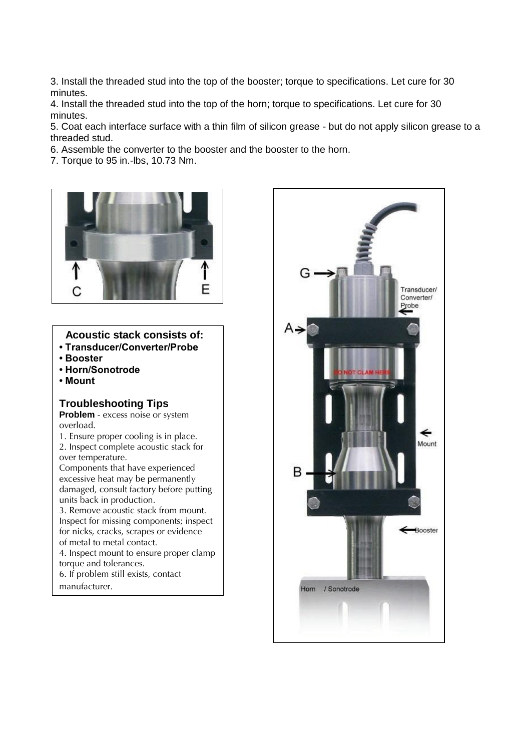3. Install the threaded stud into the top of the booster; torque to specifications. Let cure for 30 minutes.
4. Install the threaded stud into the top of the horn; torque to specifications. Let cure for 30 minutes.
5. Coat each interface surface with a thin film of silicon grease - but do not apply silicon grease to a threaded stud.
6. Assemble the converter to the booster and the booster to the horn.
7. Torque to 95 in.-lbs, 10.73 Nm.

C

E

**Acoustic stack consists of:**

- **Transducer/Converter/Probe**
- **Booster**
- **Horn/Sonotrode**
- **Mount**

## Troubleshooting Tips

**Problem** - excess noise or system overload.

1. Ensure proper cooling is in place.
2. Inspect complete acoustic stack for over temperature.

Components that have experienced excessive heat may be permanently damaged, consult factory before putting units back in production.

3. Remove acoustic stack from mount. Inspect for missing components; inspect for nicks, cracks, scrapes or evidence of metal to metal contact.
4. Inspect mount to ensure proper clamp torque and tolerances.
6. If problem still exists, contact manufacturer.

G

Transducer/ Converter/ Probe

A

DO NOT CLAM HERE

Mount

B

Booster

Horn / Sonotrode